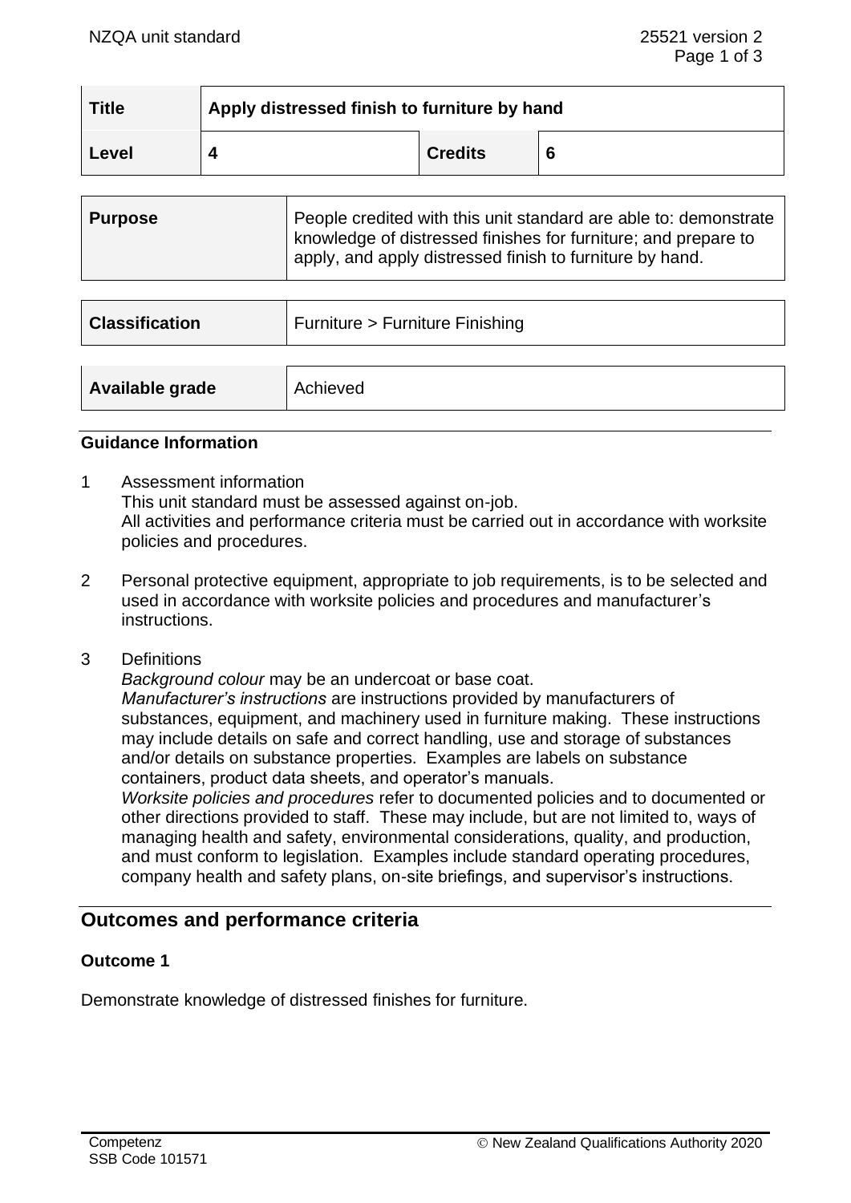| | | | |
|---|---|---|---|
| **Title** | **Apply distressed finish to furniture by hand** | | |
| **Level** | **4** | **Credits** | **6** |

| | |
|---|---|
| **Purpose** | People credited with this unit standard are able to: demonstrate knowledge of distressed finishes for furniture; and prepare to apply, and apply distressed finish to furniture by hand. |

| | |
|---|---|
| **Classification** | Furniture > Furniture Finishing |

| | |
|---|---|
| **Available grade** | Achieved |

### Guidance Information

1 Assessment information
This unit standard must be assessed against on-job.
All activities and performance criteria must be carried out in accordance with worksite policies and procedures.

2 Personal protective equipment, appropriate to job requirements, is to be selected and used in accordance with worksite policies and procedures and manufacturer's instructions.

3 Definitions
*Background colour* may be an undercoat or base coat.
*Manufacturer's instructions* are instructions provided by manufacturers of substances, equipment, and machinery used in furniture making. These instructions may include details on safe and correct handling, use and storage of substances and/or details on substance properties. Examples are labels on substance containers, product data sheets, and operator's manuals.
*Worksite policies and procedures* refer to documented policies and to documented or other directions provided to staff. These may include, but are not limited to, ways of managing health and safety, environmental considerations, quality, and production, and must conform to legislation. Examples include standard operating procedures, company health and safety plans, on-site briefings, and supervisor's instructions.

## Outcomes and performance criteria

### Outcome 1

Demonstrate knowledge of distressed finishes for furniture.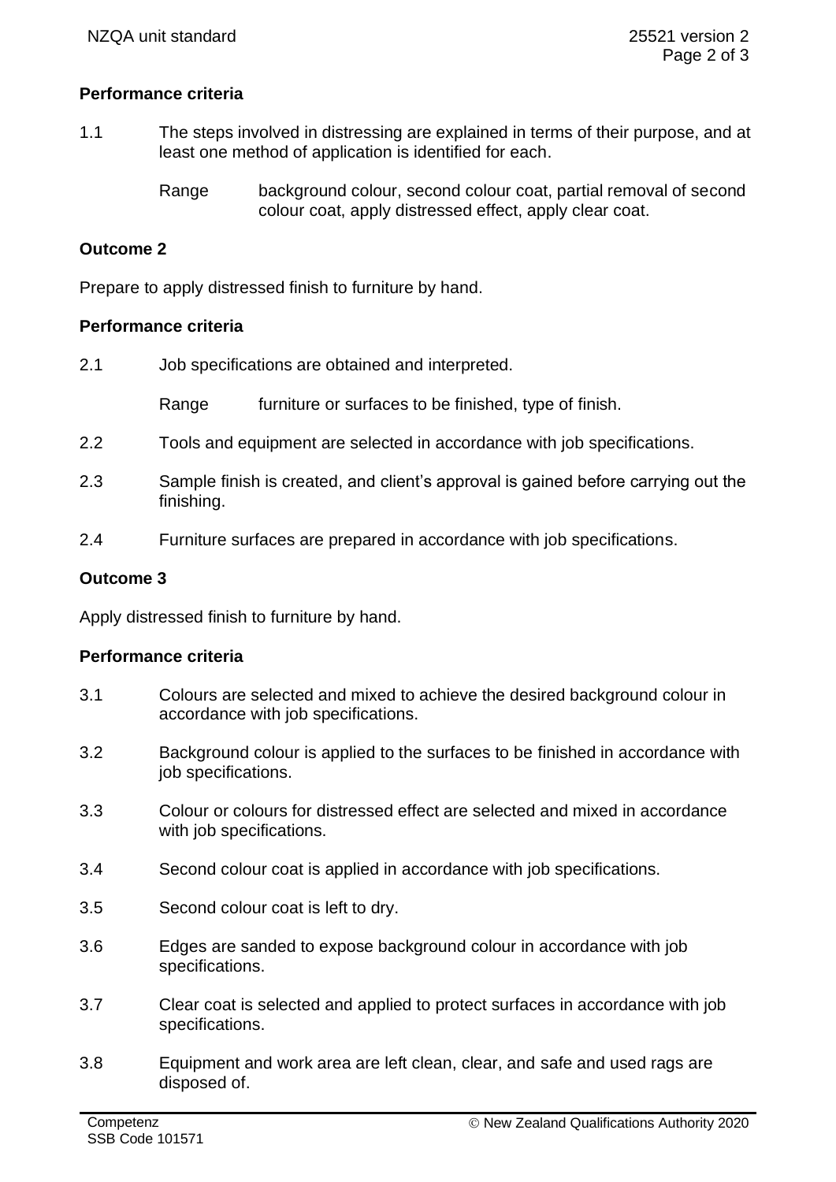### Performance criteria

1.1 The steps involved in distressing are explained in terms of their purpose, and at least one method of application is identified for each.

Range: background colour, second colour coat, partial removal of second colour coat, apply distressed effect, apply clear coat.

## Outcome 2

Prepare to apply distressed finish to furniture by hand.

### Performance criteria

2.1 Job specifications are obtained and interpreted.

Range: furniture or surfaces to be finished, type of finish.

2.2 Tools and equipment are selected in accordance with job specifications.

2.3 Sample finish is created, and client's approval is gained before carrying out the finishing.

2.4 Furniture surfaces are prepared in accordance with job specifications.

## Outcome 3

Apply distressed finish to furniture by hand.

### Performance criteria

3.1 Colours are selected and mixed to achieve the desired background colour in accordance with job specifications.

3.2 Background colour is applied to the surfaces to be finished in accordance with job specifications.

3.3 Colour or colours for distressed effect are selected and mixed in accordance with job specifications.

3.4 Second colour coat is applied in accordance with job specifications.

3.5 Second colour coat is left to dry.

3.6 Edges are sanded to expose background colour in accordance with job specifications.

3.7 Clear coat is selected and applied to protect surfaces in accordance with job specifications.

3.8 Equipment and work area are left clean, clear, and safe and used rags are disposed of.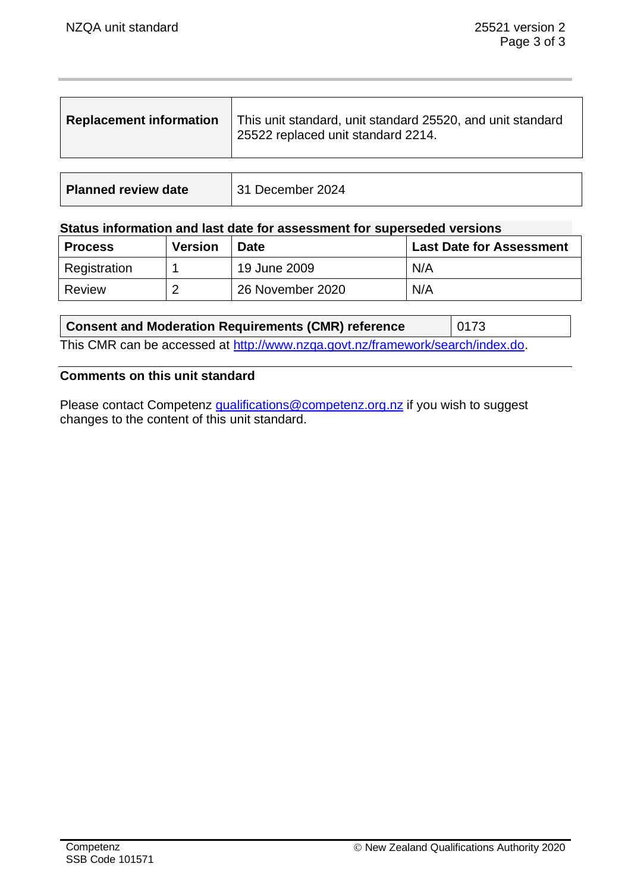| | |
|---|---|
| **Replacement information** | This unit standard, unit standard 25520, and unit standard 25522 replaced unit standard 2214. |

| | |
|---|---|
| **Planned review date** | 31 December 2024 |

**Status information and last date for assessment for superseded versions**

| Process | Version | Date | Last Date for Assessment |
|---|---|---|---|
| Registration | 1 | 19 June 2009 | N/A |
| Review | 2 | 26 November 2020 | N/A |

| | |
|---|---|
| **Consent and Moderation Requirements (CMR) reference** | 0173 |

This CMR can be accessed at http://www.nzqa.govt.nz/framework/search/index.do.

**Comments on this unit standard**

Please contact Competenz qualifications@competenz.org.nz if you wish to suggest changes to the content of this unit standard.